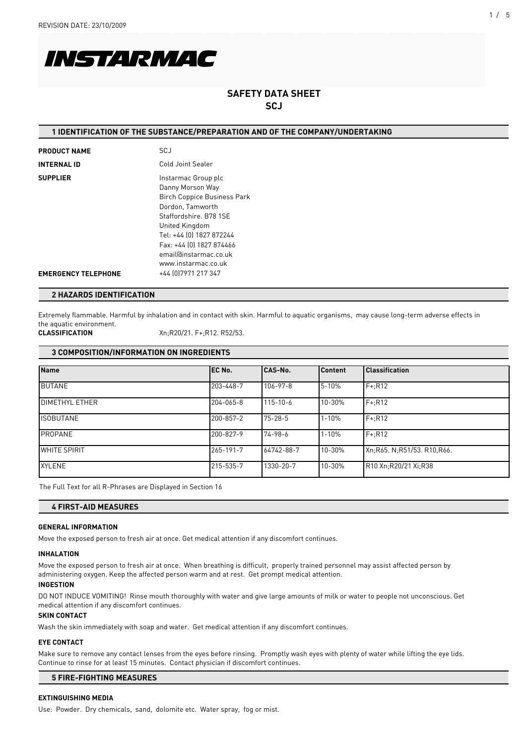REVISION DATE: 23/10/2009

INSTARMAC

# SAFETY DATA SHEET
# SCJ

## 1 IDENTIFICATION OF THE SUBSTANCE/PREPARATION AND OF THE COMPANY/UNDERTAKING

**PRODUCT NAME** SCJ

**INTERNAL ID** Cold Joint Sealer

**SUPPLIER** Instarmac Group plc
Danny Morson Way
Birch Coppice Business Park
Dordon, Tamworth
Staffordshire. B78 1SE
United Kingdom
Tel: +44 (0) 1827 872244
Fax: +44 (0) 1827 874466
email@instarmac.co.uk
www.instarmac.co.uk

**EMERGENCY TELEPHONE** +44 (0)7971 217 347

## 2 HAZARDS IDENTIFICATION

Extremely flammable. Harmful by inhalation and in contact with skin. Harmful to aquatic organisms, may cause long-term adverse effects in the aquatic environment.

**CLASSIFICATION** Xn;R20/21. F+;R12. R52/53.

## 3 COMPOSITION/INFORMATION ON INGREDIENTS

| Name | EC No. | CAS-No. | Content | Classification |
|---|---|---|---|---|
| BUTANE | 203-448-7 | 106-97-8 | 5-10% | F+;R12 |
| DIMETHYL ETHER | 204-065-8 | 115-10-6 | 10-30% | F+;R12 |
| ISOBUTANE | 200-857-2 | 75-28-5 | 1-10% | F+;R12 |
| PROPANE | 200-827-9 | 74-98-6 | 1-10% | F+;R12 |
| WHITE SPIRIT | 265-191-7 | 64742-88-7 | 10-30% | Xn;R65. N;R51/53. R10,R66. |
| XYLENE | 215-535-7 | 1330-20-7 | 10-30% | R10 Xn;R20/21 Xi;R38 |

The Full Text for all R-Phrases are Displayed in Section 16

## 4 FIRST-AID MEASURES

### GENERAL INFORMATION

Move the exposed person to fresh air at once. Get medical attention if any discomfort continues.

### INHALATION

Move the exposed person to fresh air at once. When breathing is difficult, properly trained personnel may assist affected person by administering oxygen. Keep the affected person warm and at rest. Get prompt medical attention.

### INGESTION

DO NOT INDUCE VOMITING! Rinse mouth thoroughly with water and give large amounts of milk or water to people not unconscious. Get medical attention if any discomfort continues.

### SKIN CONTACT

Wash the skin immediately with soap and water. Get medical attention if any discomfort continues.

### EYE CONTACT

Make sure to remove any contact lenses from the eyes before rinsing. Promptly wash eyes with plenty of water while lifting the eye lids. Continue to rinse for at least 15 minutes. Contact physician if discomfort continues.

## 5 FIRE-FIGHTING MEASURES

### EXTINGUISHING MEDIA

Use: Powder. Dry chemicals, sand, dolomite etc. Water spray, fog or mist.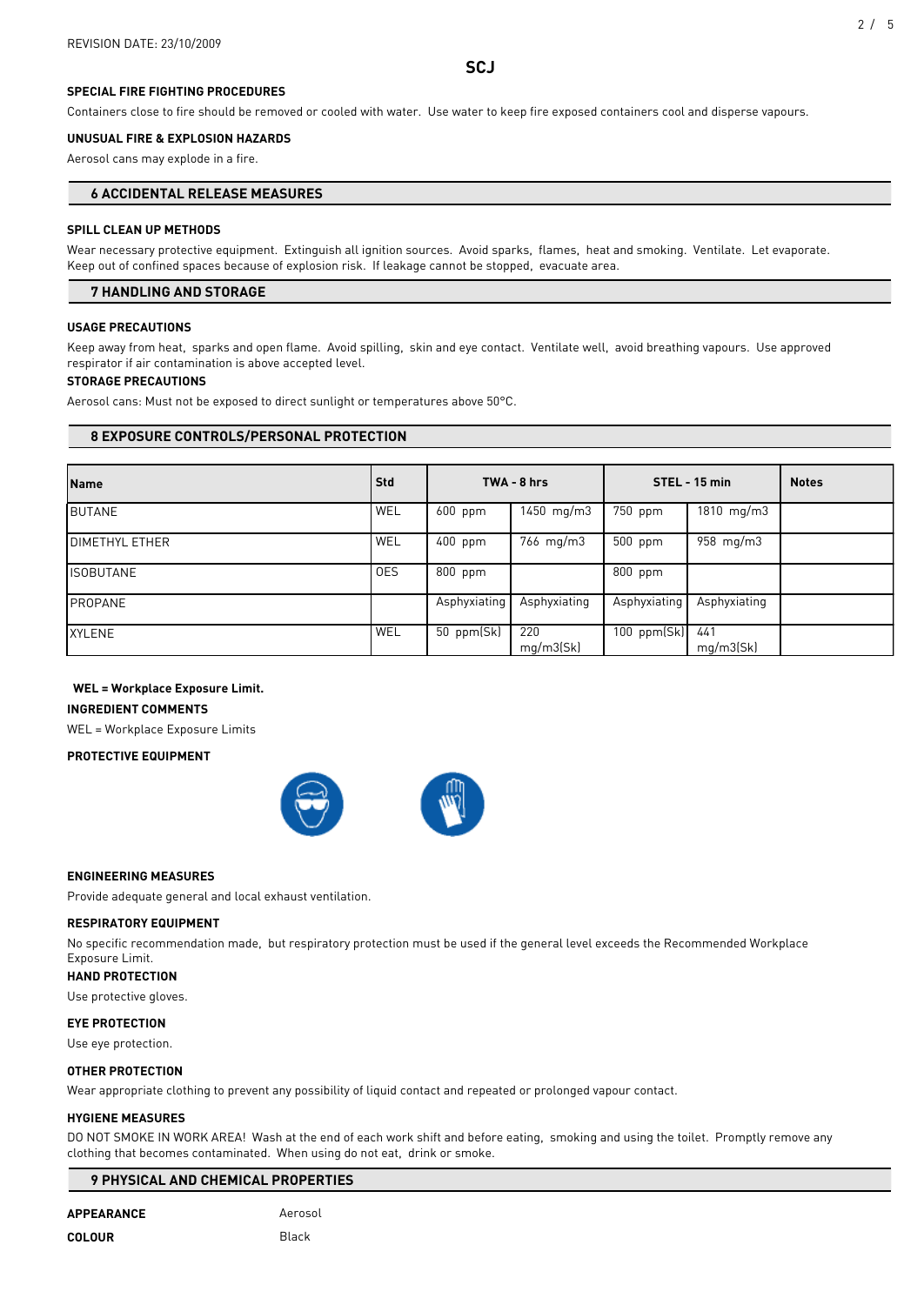REVISION DATE: 23/10/2009

**SCJ**

### SPECIAL FIRE FIGHTING PROCEDURES

Containers close to fire should be removed or cooled with water. Use water to keep fire exposed containers cool and disperse vapours.

### UNUSUAL FIRE & EXPLOSION HAZARDS

Aerosol cans may explode in a fire.

## 6 ACCIDENTAL RELEASE MEASURES

### SPILL CLEAN UP METHODS

Wear necessary protective equipment. Extinguish all ignition sources. Avoid sparks, flames, heat and smoking. Ventilate. Let evaporate. Keep out of confined spaces because of explosion risk. If leakage cannot be stopped, evacuate area.

## 7 HANDLING AND STORAGE

### USAGE PRECAUTIONS

Keep away from heat, sparks and open flame. Avoid spilling, skin and eye contact. Ventilate well, avoid breathing vapours. Use approved respirator if air contamination is above accepted level.

### STORAGE PRECAUTIONS

Aerosol cans: Must not be exposed to direct sunlight or temperatures above 50°C.

## 8 EXPOSURE CONTROLS/PERSONAL PROTECTION

| Name | Std | TWA - 8 hrs | | STEL - 15 min | | Notes |
|---|---|---|---|---|---|---|
| BUTANE | WEL | 600 ppm | 1450 mg/m3 | 750 ppm | 1810 mg/m3 | |
| DIMETHYL ETHER | WEL | 400 ppm | 766 mg/m3 | 500 ppm | 958 mg/m3 | |
| ISOBUTANE | OES | 800 ppm | | 800 ppm | | |
| PROPANE | | Asphyxiating | Asphyxiating | Asphyxiating | Asphyxiating | |
| XYLENE | WEL | 50 ppm(Sk) | 220 mg/m3(Sk) | 100 ppm(Sk) | 441 mg/m3(Sk) | |

**WEL = Workplace Exposure Limit.**

### INGREDIENT COMMENTS

WEL = Workplace Exposure Limits

### PROTECTIVE EQUIPMENT

### ENGINEERING MEASURES

Provide adequate general and local exhaust ventilation.

### RESPIRATORY EQUIPMENT

No specific recommendation made, but respiratory protection must be used if the general level exceeds the Recommended Workplace Exposure Limit.

### HAND PROTECTION

Use protective gloves.

### EYE PROTECTION

Use eye protection.

### OTHER PROTECTION

Wear appropriate clothing to prevent any possibility of liquid contact and repeated or prolonged vapour contact.

### HYGIENE MEASURES

DO NOT SMOKE IN WORK AREA! Wash at the end of each work shift and before eating, smoking and using the toilet. Promptly remove any clothing that becomes contaminated. When using do not eat, drink or smoke.

## 9 PHYSICAL AND CHEMICAL PROPERTIES

**APPEARANCE** Aerosol

**COLOUR** Black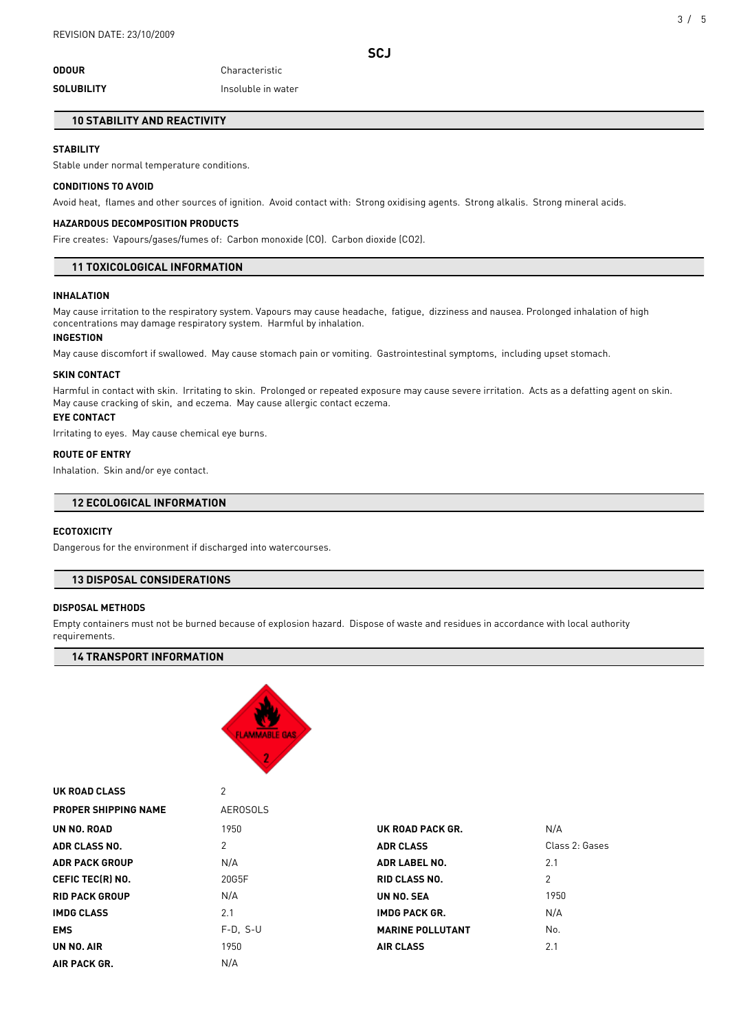| | |
|---|---|
| **ODOUR** | Characteristic |
| **SOLUBILITY** | Insoluble in water |

## 10 STABILITY AND REACTIVITY

**STABILITY**

Stable under normal temperature conditions.

**CONDITIONS TO AVOID**

Avoid heat, flames and other sources of ignition. Avoid contact with: Strong oxidising agents. Strong alkalis. Strong mineral acids.

**HAZARDOUS DECOMPOSITION PRODUCTS**

Fire creates: Vapours/gases/fumes of: Carbon monoxide (CO). Carbon dioxide (CO2).

## 11 TOXICOLOGICAL INFORMATION

**INHALATION**

May cause irritation to the respiratory system. Vapours may cause headache, fatigue, dizziness and nausea. Prolonged inhalation of high concentrations may damage respiratory system. Harmful by inhalation.

**INGESTION**

May cause discomfort if swallowed. May cause stomach pain or vomiting. Gastrointestinal symptoms, including upset stomach.

**SKIN CONTACT**

Harmful in contact with skin. Irritating to skin. Prolonged or repeated exposure may cause severe irritation. Acts as a defatting agent on skin. May cause cracking of skin, and eczema. May cause allergic contact eczema.

**EYE CONTACT**

Irritating to eyes. May cause chemical eye burns.

**ROUTE OF ENTRY**

Inhalation. Skin and/or eye contact.

## 12 ECOLOGICAL INFORMATION

**ECOTOXICITY**

Dangerous for the environment if discharged into watercourses.

## 13 DISPOSAL CONSIDERATIONS

**DISPOSAL METHODS**

Empty containers must not be burned because of explosion hazard. Dispose of waste and residues in accordance with local authority requirements.

## 14 TRANSPORT INFORMATION

| | | | |
|---|---|---|---|
| **UK ROAD CLASS** | 2 | | |
| **PROPER SHIPPING NAME** | AEROSOLS | | |
| **UN NO. ROAD** | 1950 | **UK ROAD PACK GR.** | N/A |
| **ADR CLASS NO.** | 2 | **ADR CLASS** | Class 2: Gases |
| **ADR PACK GROUP** | N/A | **ADR LABEL NO.** | 2.1 |
| **CEFIC TEC(R) NO.** | 20G5F | **RID CLASS NO.** | 2 |
| **RID PACK GROUP** | N/A | **UN NO. SEA** | 1950 |
| **IMDG CLASS** | 2.1 | **IMDG PACK GR.** | N/A |
| **EMS** | F-D, S-U | **MARINE POLLUTANT** | No. |
| **UN NO. AIR** | 1950 | **AIR CLASS** | 2.1 |
| **AIR PACK GR.** | N/A | | |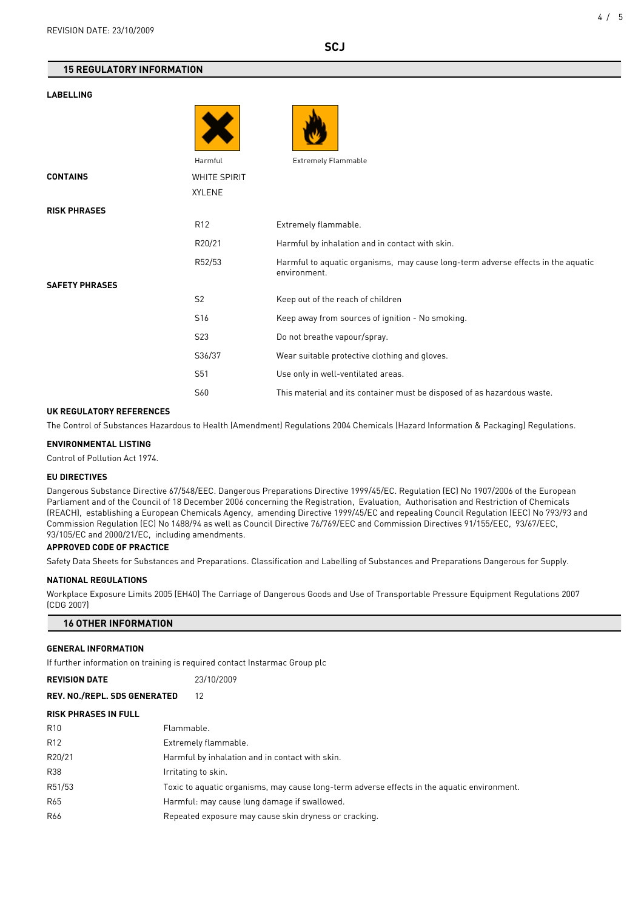## 15 REGULATORY INFORMATION

**LABELLING**

Harmful

Extremely Flammable

| | | |
|---|---|---|
| **CONTAINS** | WHITE SPIRIT | |
| | XYLENE | |
| **RISK PHRASES** | | |
| | R12 | Extremely flammable. |
| | R20/21 | Harmful by inhalation and in contact with skin. |
| | R52/53 | Harmful to aquatic organisms, may cause long-term adverse effects in the aquatic environment. |
| **SAFETY PHRASES** | | |
| | S2 | Keep out of the reach of children |
| | S16 | Keep away from sources of ignition - No smoking. |
| | S23 | Do not breathe vapour/spray. |
| | S36/37 | Wear suitable protective clothing and gloves. |
| | S51 | Use only in well-ventilated areas. |
| | S60 | This material and its container must be disposed of as hazardous waste. |

**UK REGULATORY REFERENCES**

The Control of Substances Hazardous to Health (Amendment) Regulations 2004 Chemicals (Hazard Information & Packaging) Regulations.

**ENVIRONMENTAL LISTING**

Control of Pollution Act 1974.

**EU DIRECTIVES**

Dangerous Substance Directive 67/548/EEC. Dangerous Preparations Directive 1999/45/EC. Regulation (EC) No 1907/2006 of the European Parliament and of the Council of 18 December 2006 concerning the Registration, Evaluation, Authorisation and Restriction of Chemicals (REACH), establishing a European Chemicals Agency, amending Directive 1999/45/EC and repealing Council Regulation (EEC) No 793/93 and Commission Regulation (EC) No 1488/94 as well as Council Directive 76/769/EEC and Commission Directives 91/155/EEC, 93/67/EEC, 93/105/EC and 2000/21/EC, including amendments.

**APPROVED CODE OF PRACTICE**

Safety Data Sheets for Substances and Preparations. Classification and Labelling of Substances and Preparations Dangerous for Supply.

**NATIONAL REGULATIONS**

Workplace Exposure Limits 2005 (EH40) The Carriage of Dangerous Goods and Use of Transportable Pressure Equipment Regulations 2007 (CDG 2007)

## 16 OTHER INFORMATION

**GENERAL INFORMATION**

If further information on training is required contact Instarmac Group plc

**REVISION DATE** 23/10/2009

**REV. NO./REPL. SDS GENERATED** 12

**RISK PHRASES IN FULL**

| | |
|---|---|
| R10 | Flammable. |
| R12 | Extremely flammable. |
| R20/21 | Harmful by inhalation and in contact with skin. |
| R38 | Irritating to skin. |
| R51/53 | Toxic to aquatic organisms, may cause long-term adverse effects in the aquatic environment. |
| R65 | Harmful: may cause lung damage if swallowed. |
| R66 | Repeated exposure may cause skin dryness or cracking. |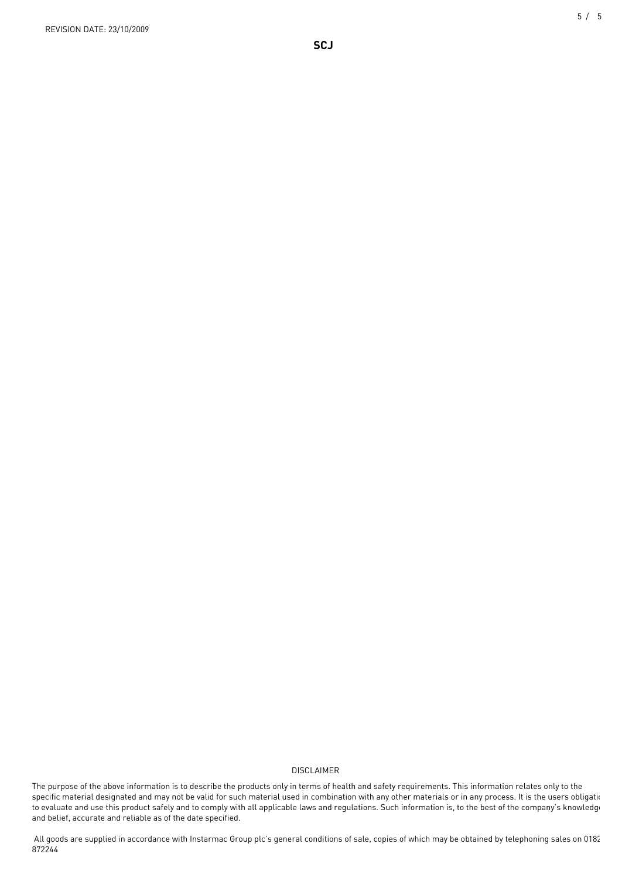DISCLAIMER

The purpose of the above information is to describe the products only in terms of health and safety requirements. This information relates only to the specific material designated and may not be valid for such material used in combination with any other materials or in any process. It is the users obligati to evaluate and use this product safely and to comply with all applicable laws and regulations. Such information is, to the best of the company's knowledg and belief, accurate and reliable as of the date specified.

All goods are supplied in accordance with Instarmac Group plc's general conditions of sale, copies of which may be obtained by telephoning sales on 0182 872244